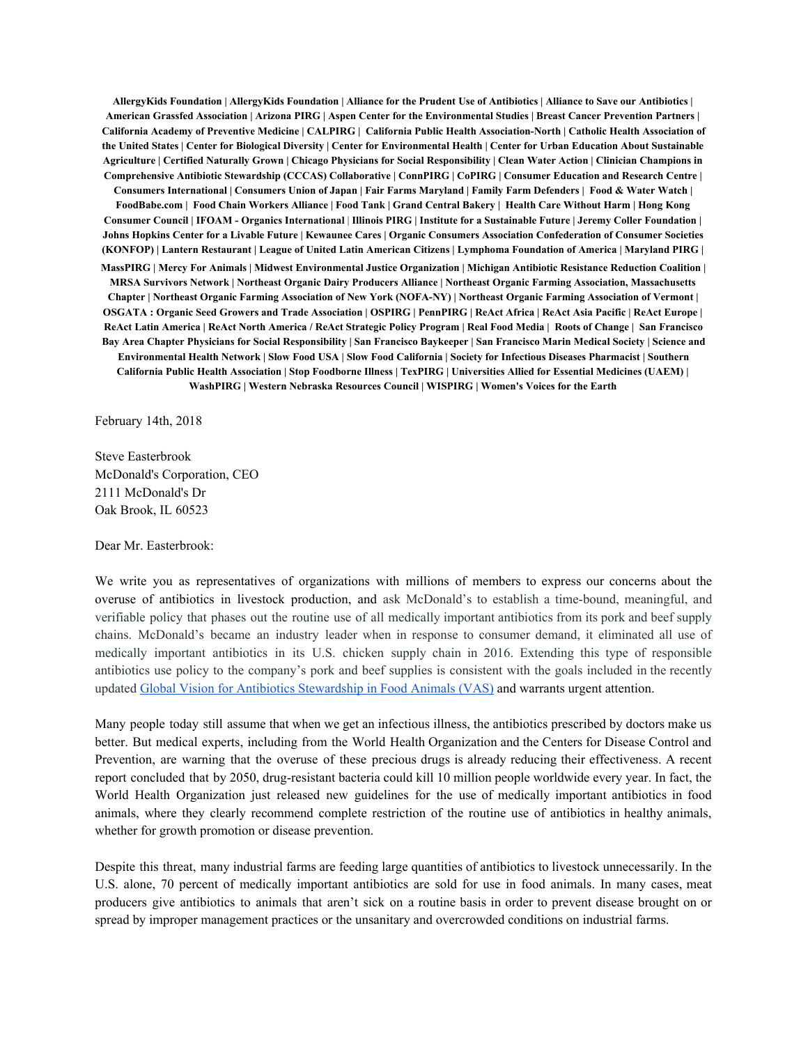**AllergyKids Foundation | AllergyKids Foundation | Alliance for the Prudent Use of Antibiotics | Alliance to Save our Antibiotics | American Grassfed Association | Arizona PIRG | Aspen Center for the Environmental Studies | Breast Cancer Prevention Partners | California Academy of Preventive Medicine | CALPIRG | California Public Health Association-North | Catholic Health Association of the United States | Center for Biological Diversity | Center for Environmental Health | Center for Urban Education About Sustainable Agriculture | Certified Naturally Grown | Chicago Physicians for Social Responsibility | Clean Water Action | Clinician Champions in Comprehensive Antibiotic Stewardship (CCCAS) Collaborative | ConnPIRG | CoPIRG | Consumer Education and Research Centre | Consumers International | Consumers Union of Japan | Fair Farms Maryland | Family Farm Defenders | Food & Water Watch | FoodBabe.com | Food Chain Workers Alliance | Food Tank | Grand Central Bakery | Health Care Without Harm | Hong Kong Consumer Council | IFOAM - Organics International | Illinois PIRG | Institute for a Sustainable Future | Jeremy Coller Foundation | Johns Hopkins Center for a Livable Future | Kewaunee Cares | Organic Consumers Association Confederation of Consumer Societies (KONFOP) | Lantern Restaurant | League of United Latin American Citizens | Lymphoma Foundation of America | Maryland PIRG | MassPIRG | Mercy For Animals | Midwest Environmental Justice Organization | Michigan Antibiotic Resistance Reduction Coalition | MRSA Survivors Network | Northeast Organic Dairy Producers Alliance | Northeast Organic Farming Association, Massachusetts Chapter | Northeast Organic Farming Association of New York (NOFA-NY) | Northeast Organic Farming Association of Vermont | OSGATA : Organic Seed Growers and Trade Association | OSPIRG | PennPIRG | ReAct Africa | ReAct Asia Pacific | ReAct Europe | ReAct Latin America | ReAct North America / ReAct Strategic Policy Program | Real Food Media | Roots of Change | San Francisco Bay Area Chapter Physicians for Social Responsibility | San Francisco Baykeeper | San Francisco Marin Medical Society | Science and Environmental Health Network | Slow Food USA | Slow Food California | Society for Infectious Diseases Pharmacist | Southern California Public Health Association | Stop Foodborne Illness | TexPIRG | Universities Allied for Essential Medicines (UAEM) | WashPIRG | Western Nebraska Resources Council | WISPIRG | Women's Voices for the Earth**

February 14th, 2018

Steve Easterbrook
McDonald's Corporation, CEO
2111 McDonald's Dr
Oak Brook, IL 60523

Dear Mr. Easterbrook:

We write you as representatives of organizations with millions of members to express our concerns about the overuse of antibiotics in livestock production, and ask McDonald's to establish a time-bound, meaningful, and verifiable policy that phases out the routine use of all medically important antibiotics from its pork and beef supply chains. McDonald's became an industry leader when in response to consumer demand, it eliminated all use of medically important antibiotics in its U.S. chicken supply chain in 2016. Extending this type of responsible antibiotics use policy to the company's pork and beef supplies is consistent with the goals included in the recently updated [Global Vision for Antibiotics Stewardship in Food Animals (VAS)]() and warrants urgent attention.

Many people today still assume that when we get an infectious illness, the antibiotics prescribed by doctors make us better. But medical experts, including from the World Health Organization and the Centers for Disease Control and Prevention, are warning that the overuse of these precious drugs is already reducing their effectiveness. A recent report concluded that by 2050, drug-resistant bacteria could kill 10 million people worldwide every year. In fact, the World Health Organization just released new guidelines for the use of medically important antibiotics in food animals, where they clearly recommend complete restriction of the routine use of antibiotics in healthy animals, whether for growth promotion or disease prevention.

Despite this threat, many industrial farms are feeding large quantities of antibiotics to livestock unnecessarily. In the U.S. alone, 70 percent of medically important antibiotics are sold for use in food animals. In many cases, meat producers give antibiotics to animals that aren't sick on a routine basis in order to prevent disease brought on or spread by improper management practices or the unsanitary and overcrowded conditions on industrial farms.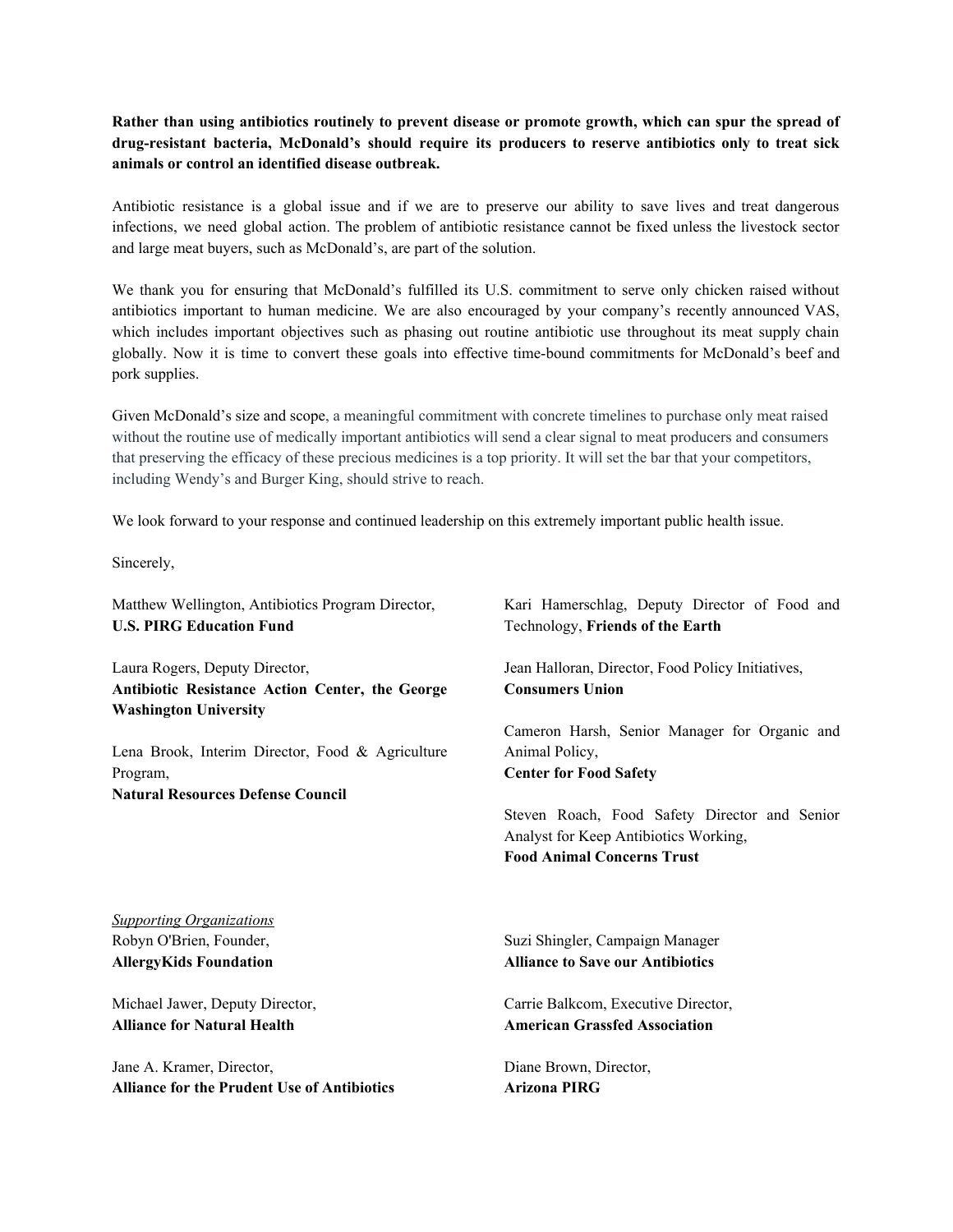**Rather than using antibiotics routinely to prevent disease or promote growth, which can spur the spread of drug-resistant bacteria, McDonald's should require its producers to reserve antibiotics only to treat sick animals or control an identified disease outbreak.**

Antibiotic resistance is a global issue and if we are to preserve our ability to save lives and treat dangerous infections, we need global action. The problem of antibiotic resistance cannot be fixed unless the livestock sector and large meat buyers, such as McDonald's, are part of the solution.

We thank you for ensuring that McDonald's fulfilled its U.S. commitment to serve only chicken raised without antibiotics important to human medicine. We are also encouraged by your company's recently announced VAS, which includes important objectives such as phasing out routine antibiotic use throughout its meat supply chain globally. Now it is time to convert these goals into effective time-bound commitments for McDonald's beef and pork supplies.

Given McDonald's size and scope, a meaningful commitment with concrete timelines to purchase only meat raised without the routine use of medically important antibiotics will send a clear signal to meat producers and consumers that preserving the efficacy of these precious medicines is a top priority. It will set the bar that your competitors, including Wendy's and Burger King, should strive to reach.

We look forward to your response and continued leadership on this extremely important public health issue.

Sincerely,

Matthew Wellington, Antibiotics Program Director,
**U.S. PIRG Education Fund**

Laura Rogers, Deputy Director,
**Antibiotic Resistance Action Center, the George Washington University**

Lena Brook, Interim Director, Food & Agriculture Program,
**Natural Resources Defense Council**

Kari Hamerschlag, Deputy Director of Food and Technology, **Friends of the Earth**

Jean Halloran, Director, Food Policy Initiatives,
**Consumers Union**

Cameron Harsh, Senior Manager for Organic and Animal Policy,
**Center for Food Safety**

Steven Roach, Food Safety Director and Senior Analyst for Keep Antibiotics Working,
**Food Animal Concerns Trust**

*Supporting Organizations*

Robyn O'Brien, Founder,
**AllergyKids Foundation**

Michael Jawer, Deputy Director,
**Alliance for Natural Health**

Jane A. Kramer, Director,
**Alliance for the Prudent Use of Antibiotics**

Suzi Shingler, Campaign Manager
**Alliance to Save our Antibiotics**

Carrie Balkcom, Executive Director,
**American Grassfed Association**

Diane Brown, Director,
**Arizona PIRG**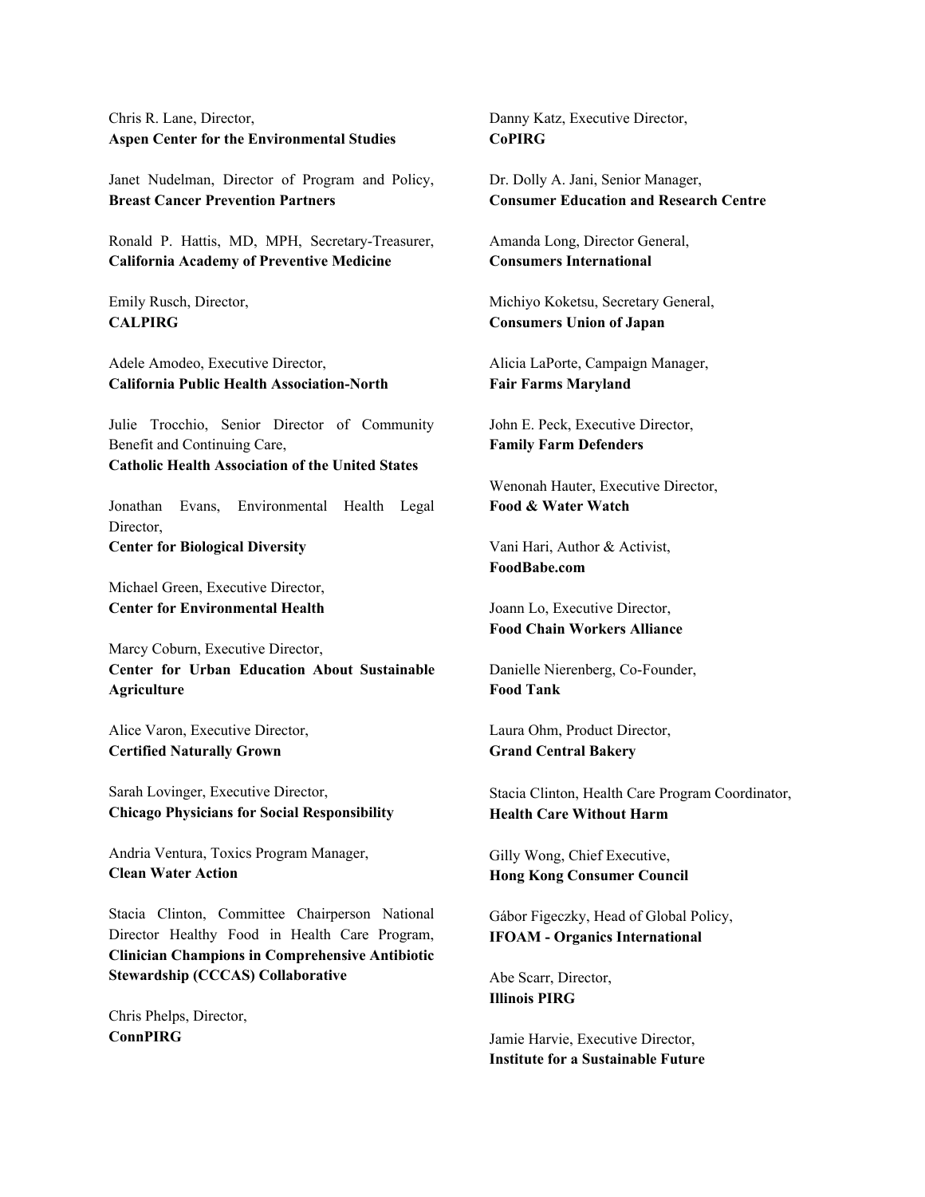Chris R. Lane, Director,
**Aspen Center for the Environmental Studies**

Janet Nudelman, Director of Program and Policy,
**Breast Cancer Prevention Partners**

Ronald P. Hattis, MD, MPH, Secretary-Treasurer,
**California Academy of Preventive Medicine**

Emily Rusch, Director,
**CALPIRG**

Adele Amodeo, Executive Director,
**California Public Health Association-North**

Julie Trocchio, Senior Director of Community Benefit and Continuing Care,
**Catholic Health Association of the United States**

Jonathan Evans, Environmental Health Legal Director,
**Center for Biological Diversity**

Michael Green, Executive Director,
**Center for Environmental Health**

Marcy Coburn, Executive Director,
**Center for Urban Education About Sustainable Agriculture**

Alice Varon, Executive Director,
**Certified Naturally Grown**

Sarah Lovinger, Executive Director,
**Chicago Physicians for Social Responsibility**

Andria Ventura, Toxics Program Manager,
**Clean Water Action**

Stacia Clinton, Committee Chairperson National Director Healthy Food in Health Care Program,
**Clinician Champions in Comprehensive Antibiotic Stewardship (CCCAS) Collaborative**

Chris Phelps, Director,
**ConnPIRG**

Danny Katz, Executive Director,
**CoPIRG**

Dr. Dolly A. Jani, Senior Manager,
**Consumer Education and Research Centre**

Amanda Long, Director General,
**Consumers International**

Michiyo Koketsu, Secretary General,
**Consumers Union of Japan**

Alicia LaPorte, Campaign Manager,
**Fair Farms Maryland**

John E. Peck, Executive Director,
**Family Farm Defenders**

Wenonah Hauter, Executive Director,
**Food & Water Watch**

Vani Hari, Author & Activist,
**FoodBabe.com**

Joann Lo, Executive Director,
**Food Chain Workers Alliance**

Danielle Nierenberg, Co-Founder,
**Food Tank**

Laura Ohm, Product Director,
**Grand Central Bakery**

Stacia Clinton, Health Care Program Coordinator,
**Health Care Without Harm**

Gilly Wong, Chief Executive,
**Hong Kong Consumer Council**

Gábor Figeczky, Head of Global Policy,
**IFOAM - Organics International**

Abe Scarr, Director,
**Illinois PIRG**

Jamie Harvie, Executive Director,
**Institute for a Sustainable Future**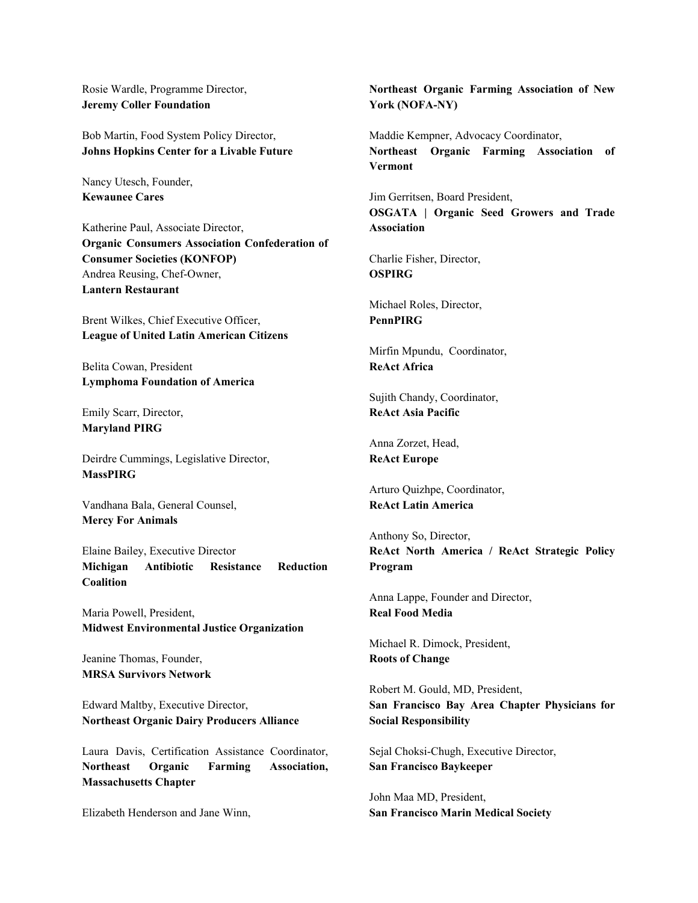Rosie Wardle, Programme Director,
**Jeremy Coller Foundation**

Bob Martin, Food System Policy Director,
**Johns Hopkins Center for a Livable Future**

Nancy Utesch, Founder,
**Kewaunee Cares**

Katherine Paul, Associate Director,
**Organic Consumers Association Confederation of Consumer Societies (KONFOP)**
Andrea Reusing, Chef-Owner,
**Lantern Restaurant**

Brent Wilkes, Chief Executive Officer,
**League of United Latin American Citizens**

Belita Cowan, President
**Lymphoma Foundation of America**

Emily Scarr, Director,
**Maryland PIRG**

Deirdre Cummings, Legislative Director,
**MassPIRG**

Vandhana Bala, General Counsel,
**Mercy For Animals**

Elaine Bailey, Executive Director
**Michigan Antibiotic Resistance Reduction Coalition**

Maria Powell, President,
**Midwest Environmental Justice Organization**

Jeanine Thomas, Founder,
**MRSA Survivors Network**

Edward Maltby, Executive Director,
**Northeast Organic Dairy Producers Alliance**

Laura Davis, Certification Assistance Coordinator,
**Northeast Organic Farming Association, Massachusetts Chapter**

Elizabeth Henderson and Jane Winn,
**Northeast Organic Farming Association of New York (NOFA-NY)**

Maddie Kempner, Advocacy Coordinator,
**Northeast Organic Farming Association of Vermont**

Jim Gerritsen, Board President,
**OSGATA | Organic Seed Growers and Trade Association**

Charlie Fisher, Director,
**OSPIRG**

Michael Roles, Director,
**PennPIRG**

Mirfin Mpundu, Coordinator,
**ReAct Africa**

Sujith Chandy, Coordinator,
**ReAct Asia Pacific**

Anna Zorzet, Head,
**ReAct Europe**

Arturo Quizhpe, Coordinator,
**ReAct Latin America**

Anthony So, Director,
**ReAct North America / ReAct Strategic Policy Program**

Anna Lappe, Founder and Director,
**Real Food Media**

Michael R. Dimock, President,
**Roots of Change**

Robert M. Gould, MD, President,
**San Francisco Bay Area Chapter Physicians for Social Responsibility**

Sejal Choksi-Chugh, Executive Director,
**San Francisco Baykeeper**

John Maa MD, President,
**San Francisco Marin Medical Society**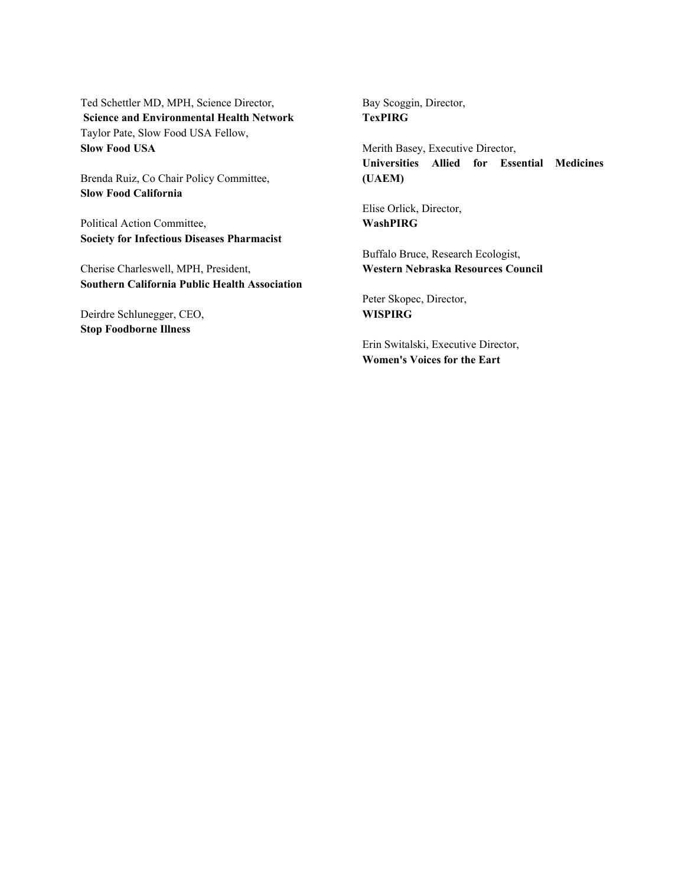Ted Schettler MD, MPH, Science Director,
**Science and Environmental Health Network**
Taylor Pate, Slow Food USA Fellow,
**Slow Food USA**

Brenda Ruiz, Co Chair Policy Committee,
**Slow Food California**

Political Action Committee,
**Society for Infectious Diseases Pharmacist**

Cherise Charleswell, MPH, President,
**Southern California Public Health Association**

Deirdre Schlunegger, CEO,
**Stop Foodborne Illness**

Bay Scoggin, Director,
**TexPIRG**

Merith Basey, Executive Director,
**Universities Allied for Essential Medicines (UAEM)**

Elise Orlick, Director,
**WashPIRG**

Buffalo Bruce, Research Ecologist,
**Western Nebraska Resources Council**

Peter Skopec, Director,
**WISPIRG**

Erin Switalski, Executive Director,
**Women's Voices for the Eart**